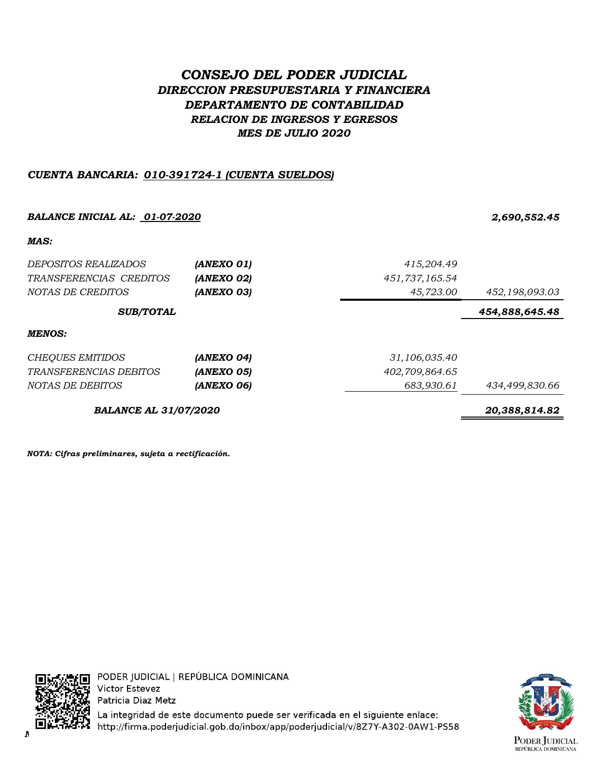# *CONSEJO DEL PODER JUDICIAL*

## *DIRECCION PRESUPUESTARIA Y FINANCIERA*

## *DEPARTAMENTO DE CONTABILIDAD*

### *RELACION DE INGRESOS Y EGRESOS*

### *MES DE JULIO 2020*

***CUENTA BANCARIA: 010-391724-1 (CUENTA SUELDOS)***

| | | | |
|---|---|---|---|
| ***BALANCE INICIAL AL: 01-07-2020*** | | | ***2,690,552.45*** |
| ***MAS:*** | | | |
| *DEPOSITOS REALIZADOS* | ***(ANEXO 01)*** | *415,204.49* | |
| *TRANSFERENCIAS CREDITOS* | ***(ANEXO 02)*** | *451,737,165.54* | |
| *NOTAS DE CREDITOS* | ***(ANEXO 03)*** | *45,723.00* | *452,198,093.03* |
| ***SUB/TOTAL*** | | | ***454,888,645.48*** |
| ***MENOS:*** | | | |
| *CHEQUES EMITIDOS* | ***(ANEXO 04)*** | *31,106,035.40* | |
| *TRANSFERENCIAS DEBITOS* | ***(ANEXO 05)*** | *402,709,864.65* | |
| *NOTAS DE DEBITOS* | ***(ANEXO 06)*** | *683,930.61* | *434,499,830.66* |
| ***BALANCE AL 31/07/2020*** | | | ***20,388,814.82*** |

***NOTA: Cifras preliminares, sujeta a rectificación.***

PODER JUDICIAL | REPÚBLICA DOMINICANA
Victor Estevez
Patricia Diaz Metz
La integridad de este documento puede ser verificada en el siguiente enlace:
http://firma.poderjudicial.gob.do/inbox/app/poderjudicial/v/8Z7Y-A302-0AW1-PS58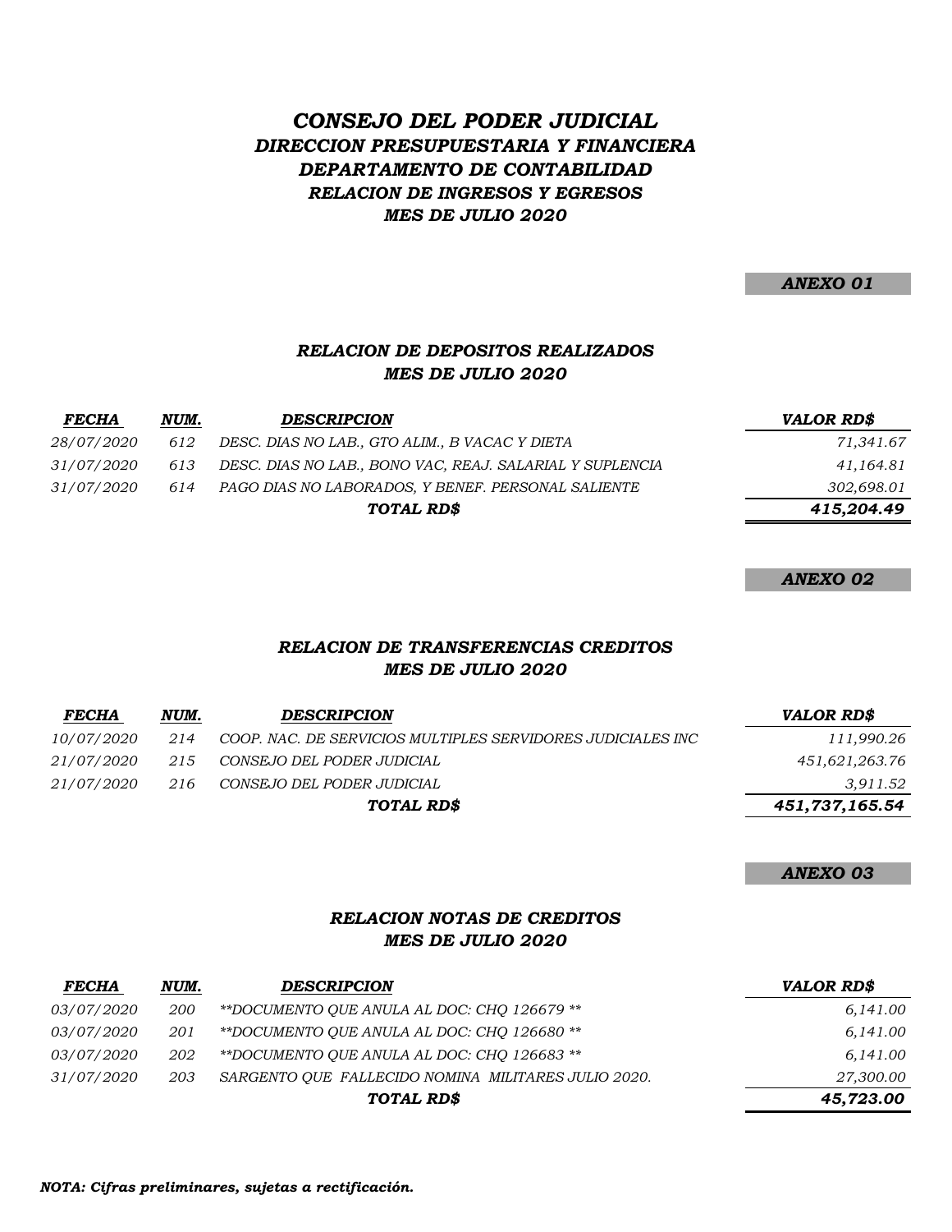# *CONSEJO DEL PODER JUDICIAL*

## *DIRECCION PRESUPUESTARIA Y FINANCIERA*

## *DEPARTAMENTO DE CONTABILIDAD*

### *RELACION DE INGRESOS Y EGRESOS*

### *MES DE JULIO 2020*

***ANEXO 01***

### *RELACION DE DEPOSITOS REALIZADOS*
### *MES DE JULIO 2020*

| *FECHA* | *NUM.* | *DESCRIPCION* | *VALOR RD$* |
|---|---|---|---|
| *28/07/2020* | *612* | *DESC. DIAS NO LAB., GTO ALIM., B VACAC Y DIETA* | *71,341.67* |
| *31/07/2020* | *613* | *DESC. DIAS NO LAB., BONO VAC, REAJ. SALARIAL Y SUPLENCIA* | *41,164.81* |
| *31/07/2020* | *614* | *PAGO DIAS NO LABORADOS, Y BENEF. PERSONAL SALIENTE* | *302,698.01* |
| | | ***TOTAL RD$*** | ***415,204.49*** |

***ANEXO 02***

### *RELACION DE TRANSFERENCIAS CREDITOS*
### *MES DE JULIO 2020*

| *FECHA* | *NUM.* | *DESCRIPCION* | *VALOR RD$* |
|---|---|---|---|
| *10/07/2020* | *214* | *COOP. NAC. DE SERVICIOS MULTIPLES SERVIDORES JUDICIALES INC* | *111,990.26* |
| *21/07/2020* | *215* | *CONSEJO DEL PODER JUDICIAL* | *451,621,263.76* |
| *21/07/2020* | *216* | *CONSEJO DEL PODER JUDICIAL* | *3,911.52* |
| | | ***TOTAL RD$*** | ***451,737,165.54*** |

***ANEXO 03***

### *RELACION NOTAS DE CREDITOS*
### *MES DE JULIO 2020*

| *FECHA* | *NUM.* | *DESCRIPCION* | *VALOR RD$* |
|---|---|---|---|
| *03/07/2020* | *200* | *\*\*DOCUMENTO QUE ANULA AL DOC: CHQ 126679 \*\** | *6,141.00* |
| *03/07/2020* | *201* | *\*\*DOCUMENTO QUE ANULA AL DOC: CHQ 126680 \*\** | *6,141.00* |
| *03/07/2020* | *202* | *\*\*DOCUMENTO QUE ANULA AL DOC: CHQ 126683 \*\** | *6,141.00* |
| *31/07/2020* | *203* | *SARGENTO QUE FALLECIDO NOMINA MILITARES JULIO 2020.* | *27,300.00* |
| | | ***TOTAL RD$*** | ***45,723.00*** |

***NOTA: Cifras preliminares, sujetas a rectificación.***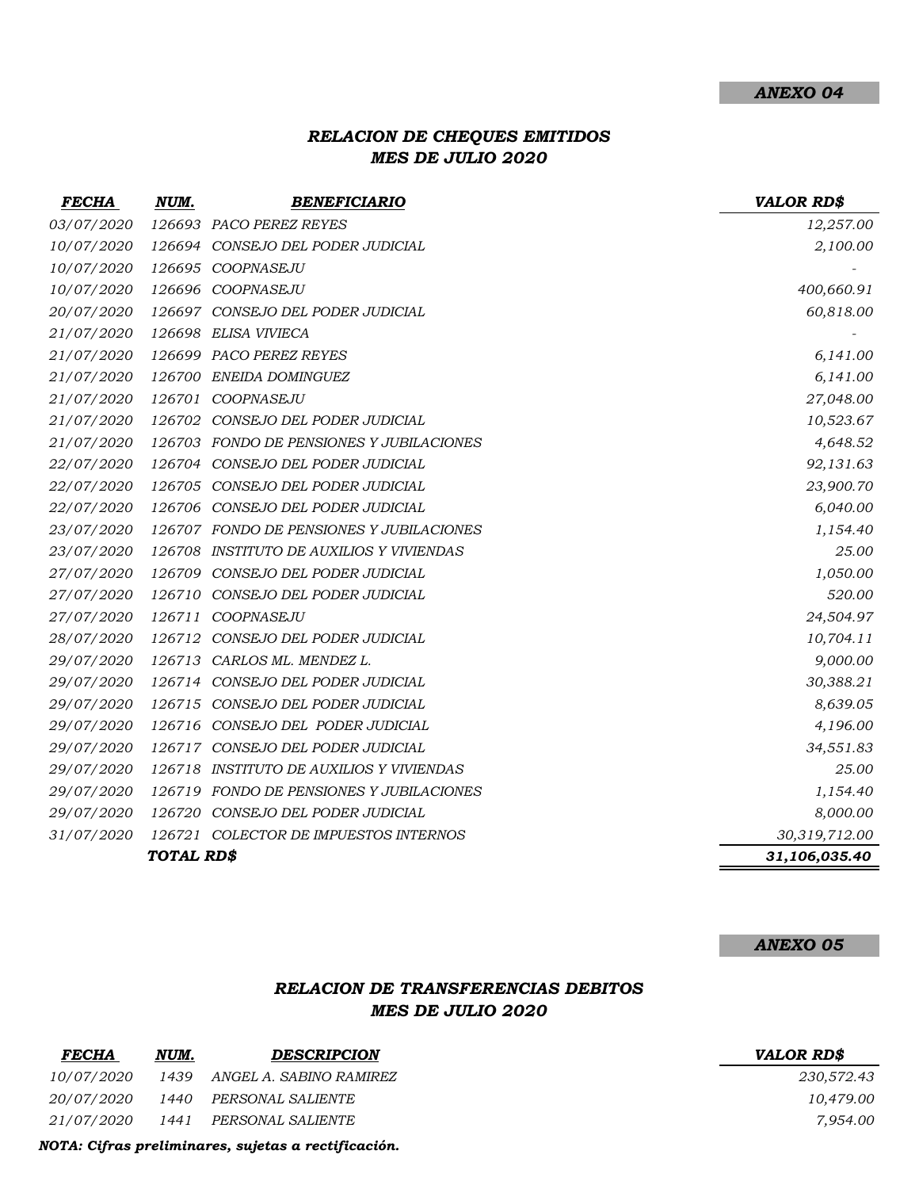**ANEXO 04**

## *RELACION DE CHEQUES EMITIDOS*
## *MES DE JULIO 2020*

| *FECHA* | *NUM.* | *BENEFICIARIO* | *VALOR RD$* |
|---|---|---|---|
| 03/07/2020 | 126693 | PACO PEREZ REYES | 12,257.00 |
| 10/07/2020 | 126694 | CONSEJO DEL PODER JUDICIAL | 2,100.00 |
| 10/07/2020 | 126695 | COOPNASEJU | - |
| 10/07/2020 | 126696 | COOPNASEJU | 400,660.91 |
| 20/07/2020 | 126697 | CONSEJO DEL PODER JUDICIAL | 60,818.00 |
| 21/07/2020 | 126698 | ELISA VIVIECA | - |
| 21/07/2020 | 126699 | PACO PEREZ REYES | 6,141.00 |
| 21/07/2020 | 126700 | ENEIDA DOMINGUEZ | 6,141.00 |
| 21/07/2020 | 126701 | COOPNASEJU | 27,048.00 |
| 21/07/2020 | 126702 | CONSEJO DEL PODER JUDICIAL | 10,523.67 |
| 21/07/2020 | 126703 | FONDO DE PENSIONES Y JUBILACIONES | 4,648.52 |
| 22/07/2020 | 126704 | CONSEJO DEL PODER JUDICIAL | 92,131.63 |
| 22/07/2020 | 126705 | CONSEJO DEL PODER JUDICIAL | 23,900.70 |
| 22/07/2020 | 126706 | CONSEJO DEL PODER JUDICIAL | 6,040.00 |
| 23/07/2020 | 126707 | FONDO DE PENSIONES Y JUBILACIONES | 1,154.40 |
| 23/07/2020 | 126708 | INSTITUTO DE AUXILIOS Y VIVIENDAS | 25.00 |
| 27/07/2020 | 126709 | CONSEJO DEL PODER JUDICIAL | 1,050.00 |
| 27/07/2020 | 126710 | CONSEJO DEL PODER JUDICIAL | 520.00 |
| 27/07/2020 | 126711 | COOPNASEJU | 24,504.97 |
| 28/07/2020 | 126712 | CONSEJO DEL PODER JUDICIAL | 10,704.11 |
| 29/07/2020 | 126713 | CARLOS ML. MENDEZ L. | 9,000.00 |
| 29/07/2020 | 126714 | CONSEJO DEL PODER JUDICIAL | 30,388.21 |
| 29/07/2020 | 126715 | CONSEJO DEL PODER JUDICIAL | 8,639.05 |
| 29/07/2020 | 126716 | CONSEJO DEL PODER JUDICIAL | 4,196.00 |
| 29/07/2020 | 126717 | CONSEJO DEL PODER JUDICIAL | 34,551.83 |
| 29/07/2020 | 126718 | INSTITUTO DE AUXILIOS Y VIVIENDAS | 25.00 |
| 29/07/2020 | 126719 | FONDO DE PENSIONES Y JUBILACIONES | 1,154.40 |
| 29/07/2020 | 126720 | CONSEJO DEL PODER JUDICIAL | 8,000.00 |
| 31/07/2020 | 126721 | COLECTOR DE IMPUESTOS INTERNOS | 30,319,712.00 |
| | **TOTAL RD$** | | **31,106,035.40** |

**ANEXO 05**

## *RELACION DE TRANSFERENCIAS DEBITOS*
## *MES DE JULIO 2020*

| *FECHA* | *NUM.* | *DESCRIPCION* | *VALOR RD$* |
|---|---|---|---|
| 10/07/2020 | 1439 | ANGEL A. SABINO RAMIREZ | 230,572.43 |
| 20/07/2020 | 1440 | PERSONAL SALIENTE | 10,479.00 |
| 21/07/2020 | 1441 | PERSONAL SALIENTE | 7,954.00 |

***NOTA: Cifras preliminares, sujetas a rectificación.***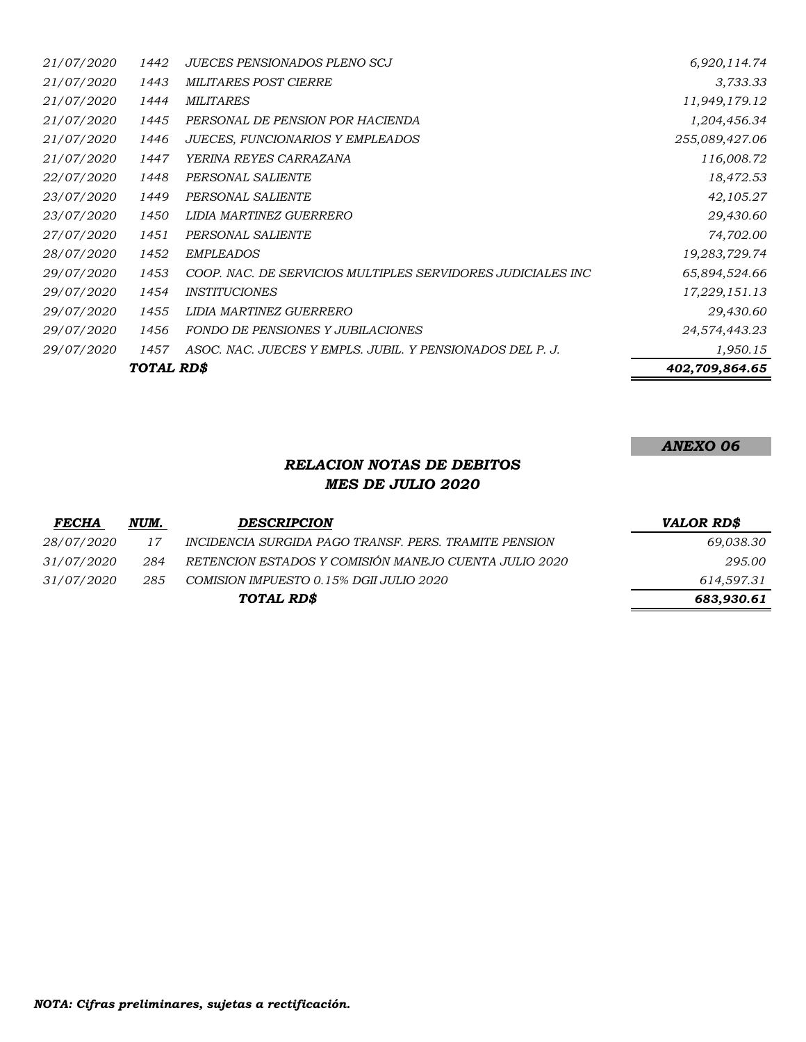| | | | |
|---|---|---|---|
| *21/07/2020* | *1442* | *JUECES PENSIONADOS PLENO SCJ* | *6,920,114.74* |
| *21/07/2020* | *1443* | *MILITARES POST CIERRE* | *3,733.33* |
| *21/07/2020* | *1444* | *MILITARES* | *11,949,179.12* |
| *21/07/2020* | *1445* | *PERSONAL DE PENSION POR HACIENDA* | *1,204,456.34* |
| *21/07/2020* | *1446* | *JUECES, FUNCIONARIOS Y EMPLEADOS* | *255,089,427.06* |
| *21/07/2020* | *1447* | *YERINA REYES CARRAZANA* | *116,008.72* |
| *22/07/2020* | *1448* | *PERSONAL SALIENTE* | *18,472.53* |
| *23/07/2020* | *1449* | *PERSONAL SALIENTE* | *42,105.27* |
| *23/07/2020* | *1450* | *LIDIA MARTINEZ GUERRERO* | *29,430.60* |
| *27/07/2020* | *1451* | *PERSONAL SALIENTE* | *74,702.00* |
| *28/07/2020* | *1452* | *EMPLEADOS* | *19,283,729.74* |
| *29/07/2020* | *1453* | *COOP. NAC. DE SERVICIOS MULTIPLES SERVIDORES JUDICIALES INC* | *65,894,524.66* |
| *29/07/2020* | *1454* | *INSTITUCIONES* | *17,229,151.13* |
| *29/07/2020* | *1455* | *LIDIA MARTINEZ GUERRERO* | *29,430.60* |
| *29/07/2020* | *1456* | *FONDO DE PENSIONES Y JUBILACIONES* | *24,574,443.23* |
| *29/07/2020* | *1457* | *ASOC. NAC. JUECES Y EMPLS. JUBIL. Y PENSIONADOS DEL P. J.* | *1,950.15* |
| | ***TOTAL RD$*** | | ***402,709,864.65*** |

***ANEXO 06***

## *RELACION NOTAS DE DEBITOS*
## *MES DE JULIO 2020*

| ***FECHA*** | ***NUM.*** | ***DESCRIPCION*** | ***VALOR RD$*** |
|---|---|---|---|
| *28/07/2020* | *17* | *INCIDENCIA SURGIDA PAGO TRANSF. PERS. TRAMITE PENSION* | *69,038.30* |
| *31/07/2020* | *284* | *RETENCION ESTADOS Y COMISIÓN MANEJO CUENTA JULIO 2020* | *295.00* |
| *31/07/2020* | *285* | *COMISION IMPUESTO 0.15% DGII JULIO 2020* | *614,597.31* |
| | | ***TOTAL RD$*** | ***683,930.61*** |

***NOTA: Cifras preliminares, sujetas a rectificación.***